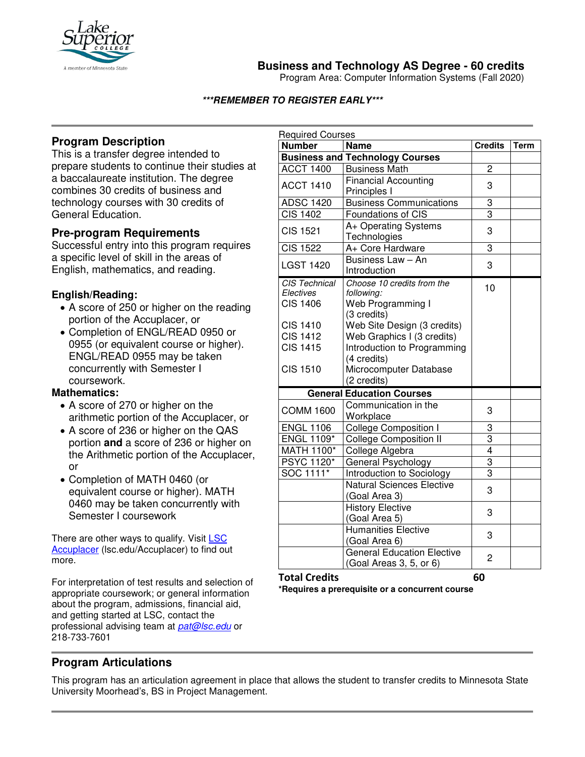# Business and Technology AS Degree - 60 credits

Program Area: Computer Information Systems (Fall 2020)

***REMEMBER TO REGISTER EARLY***

## Program Description

This is a transfer degree intended to prepare students to continue their studies at a baccalaureate institution. The degree combines 30 credits of business and technology courses with 30 credits of General Education.

## Pre-program Requirements

Successful entry into this program requires a specific level of skill in the areas of English, mathematics, and reading.

### English/Reading:

- A score of 250 or higher on the reading portion of the Accuplacer, or
- Completion of ENGL/READ 0950 or 0955 (or equivalent course or higher). ENGL/READ 0955 may be taken concurrently with Semester I coursework.

### Mathematics:

- A score of 270 or higher on the arithmetic portion of the Accuplacer, or
- A score of 236 or higher on the QAS portion **and** a score of 236 or higher on the Arithmetic portion of the Accuplacer, or
- Completion of MATH 0460 (or equivalent course or higher). MATH 0460 may be taken concurrently with Semester I coursework

There are other ways to qualify. Visit [LSC Accuplacer](lsc.edu/Accuplacer) (lsc.edu/Accuplacer) to find out more.

For interpretation of test results and selection of appropriate coursework; or general information about the program, admissions, financial aid, and getting started at LSC, contact the professional advising team at *pat@lsc.edu* or 218-733-7601

Required Courses

| Number | Name | Credits | Term |
|---|---|---|---|
| **Business and Technology Courses** | | | |
| ACCT 1400 | Business Math | 2 | |
| ACCT 1410 | Financial Accounting Principles I | 3 | |
| ADSC 1420 | Business Communications | 3 | |
| CIS 1402 | Foundations of CIS | 3 | |
| CIS 1521 | A+ Operating Systems Technologies | 3 | |
| CIS 1522 | A+ Core Hardware | 3 | |
| LGST 1420 | Business Law – An Introduction | 3 | |
| *CIS Technical Electives* | *Choose 10 credits from the following:* | 10 | |
| CIS 1406 | Web Programming I (3 credits) | | |
| CIS 1410 | Web Site Design (3 credits) | | |
| CIS 1412 | Web Graphics I (3 credits) | | |
| CIS 1415 | Introduction to Programming (4 credits) | | |
| CIS 1510 | Microcomputer Database (2 credits) | | |
| **General Education Courses** | | | |
| COMM 1600 | Communication in the Workplace | 3 | |
| ENGL 1106 | College Composition I | 3 | |
| ENGL 1109* | College Composition II | 3 | |
| MATH 1100* | College Algebra | 4 | |
| PSYC 1120* | General Psychology | 3 | |
| SOC 1111* | Introduction to Sociology | 3 | |
| | Natural Sciences Elective (Goal Area 3) | 3 | |
| | History Elective (Goal Area 5) | 3 | |
| | Humanities Elective (Goal Area 6) | 3 | |
| | General Education Elective (Goal Areas 3, 5, or 6) | 2 | |
| **Total Credits** | | **60** | |

***Requires a prerequisite or a concurrent course**

## Program Articulations

This program has an articulation agreement in place that allows the student to transfer credits to Minnesota State University Moorhead's, BS in Project Management.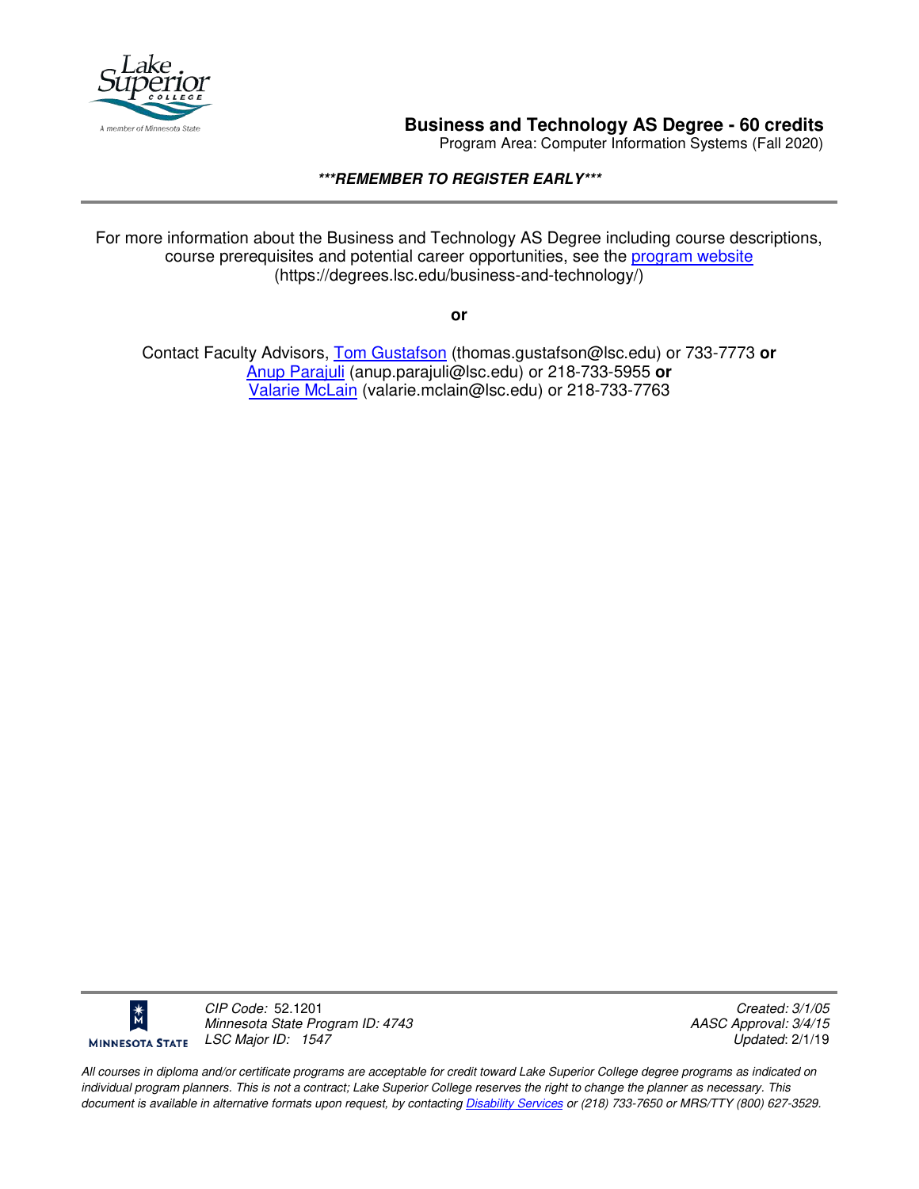# Business and Technology AS Degree - 60 credits

Program Area: Computer Information Systems (Fall 2020)

***REMEMBER TO REGISTER EARLY***

For more information about the Business and Technology AS Degree including course descriptions, course prerequisites and potential career opportunities, see the [program website](https://degrees.lsc.edu/business-and-technology/) (https://degrees.lsc.edu/business-and-technology/)

**or**

Contact Faculty Advisors, Tom Gustafson (thomas.gustafson@lsc.edu) or 733-7773 **or** Anup Parajuli (anup.parajuli@lsc.edu) or 218-733-5955 **or** Valarie McLain (valarie.mclain@lsc.edu) or 218-733-7763

*CIP Code:* 52.1201
*Minnesota State Program ID: 4743*
*LSC Major ID: 1547*

*Created: 3/1/05*
*AASC Approval: 3/4/15*
*Updated*: 2/1/19

*All courses in diploma and/or certificate programs are acceptable for credit toward Lake Superior College degree programs as indicated on individual program planners. This is not a contract; Lake Superior College reserves the right to change the planner as necessary. This document is available in alternative formats upon request, by contacting Disability Services or (218) 733-7650 or MRS/TTY (800) 627-3529.*